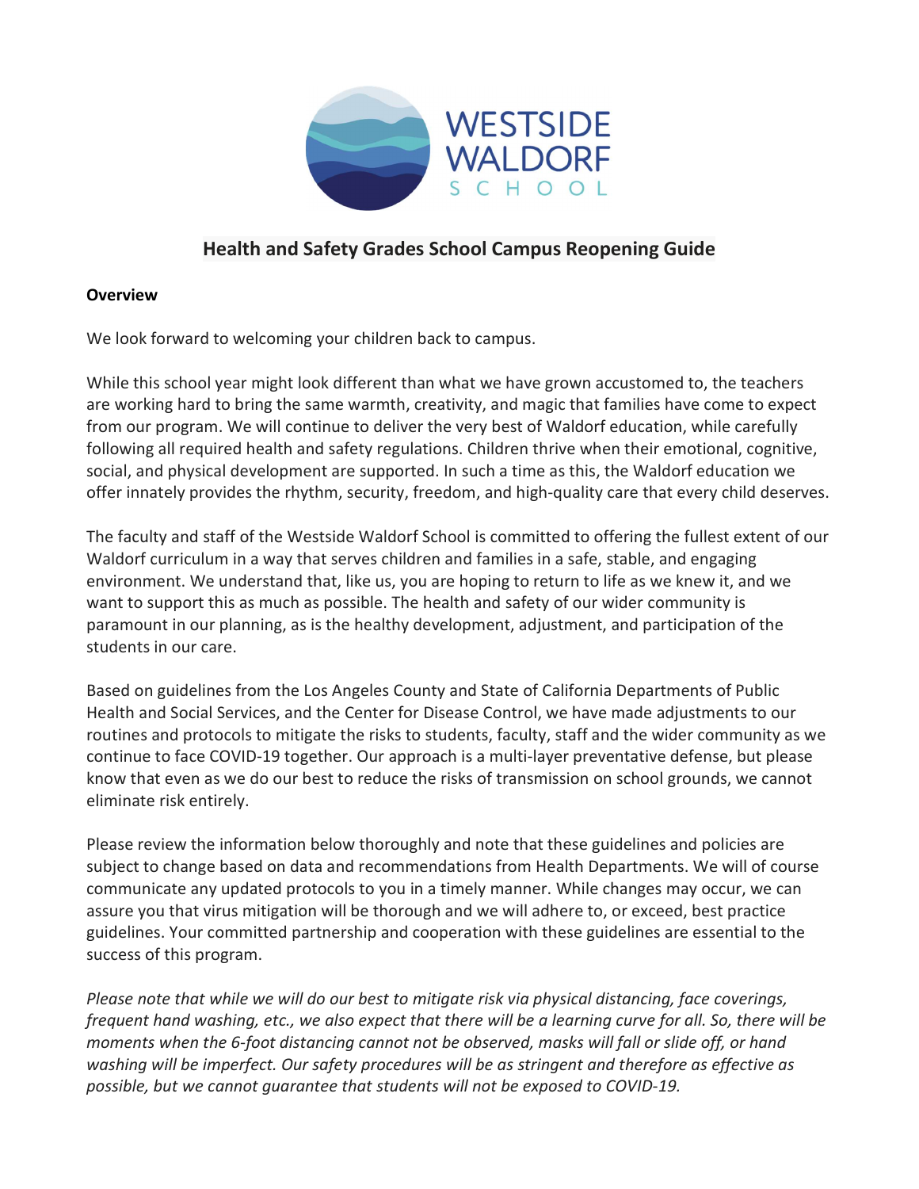WESTSIDE WALDORF SCHOOL

# Health and Safety Grades School Campus Reopening Guide

**Overview**

We look forward to welcoming your children back to campus.

While this school year might look different than what we have grown accustomed to, the teachers are working hard to bring the same warmth, creativity, and magic that families have come to expect from our program. We will continue to deliver the very best of Waldorf education, while carefully following all required health and safety regulations. Children thrive when their emotional, cognitive, social, and physical development are supported. In such a time as this, the Waldorf education we offer innately provides the rhythm, security, freedom, and high-quality care that every child deserves.

The faculty and staff of the Westside Waldorf School is committed to offering the fullest extent of our Waldorf curriculum in a way that serves children and families in a safe, stable, and engaging environment. We understand that, like us, you are hoping to return to life as we knew it, and we want to support this as much as possible. The health and safety of our wider community is paramount in our planning, as is the healthy development, adjustment, and participation of the students in our care.

Based on guidelines from the Los Angeles County and State of California Departments of Public Health and Social Services, and the Center for Disease Control, we have made adjustments to our routines and protocols to mitigate the risks to students, faculty, staff and the wider community as we continue to face COVID-19 together. Our approach is a multi-layer preventative defense, but please know that even as we do our best to reduce the risks of transmission on school grounds, we cannot eliminate risk entirely.

Please review the information below thoroughly and note that these guidelines and policies are subject to change based on data and recommendations from Health Departments. We will of course communicate any updated protocols to you in a timely manner. While changes may occur, we can assure you that virus mitigation will be thorough and we will adhere to, or exceed, best practice guidelines. Your committed partnership and cooperation with these guidelines are essential to the success of this program.

*Please note that while we will do our best to mitigate risk via physical distancing, face coverings, frequent hand washing, etc., we also expect that there will be a learning curve for all. So, there will be moments when the 6-foot distancing cannot not be observed, masks will fall or slide off, or hand washing will be imperfect. Our safety procedures will be as stringent and therefore as effective as possible, but we cannot guarantee that students will not be exposed to COVID-19.*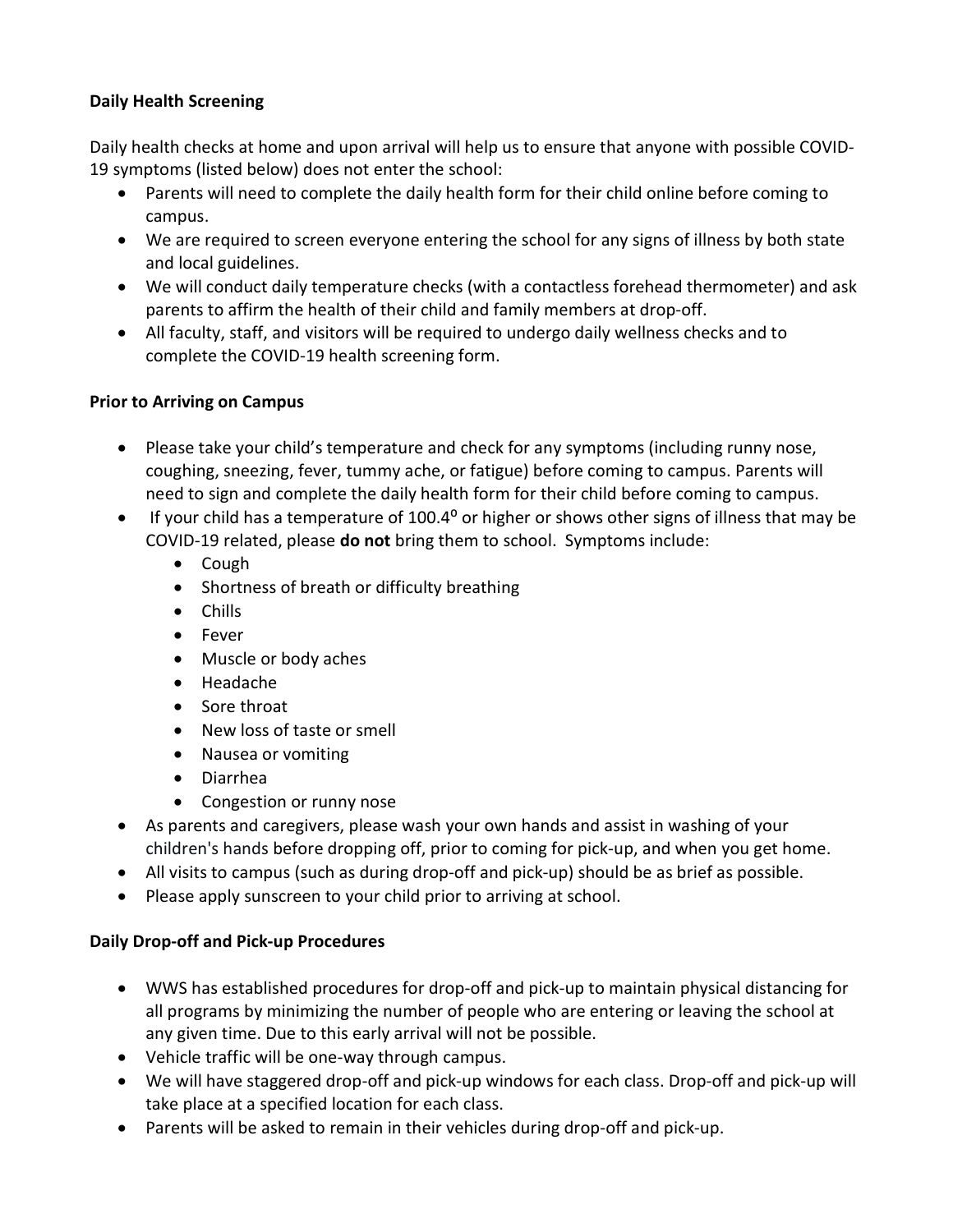**Daily Health Screening**

Daily health checks at home and upon arrival will help us to ensure that anyone with possible COVID-19 symptoms (listed below) does not enter the school:

- Parents will need to complete the daily health form for their child online before coming to campus.
- We are required to screen everyone entering the school for any signs of illness by both state and local guidelines.
- We will conduct daily temperature checks (with a contactless forehead thermometer) and ask parents to affirm the health of their child and family members at drop-off.
- All faculty, staff, and visitors will be required to undergo daily wellness checks and to complete the COVID-19 health screening form.

**Prior to Arriving on Campus**

- Please take your child's temperature and check for any symptoms (including runny nose, coughing, sneezing, fever, tummy ache, or fatigue) before coming to campus. Parents will need to sign and complete the daily health form for their child before coming to campus.
- If your child has a temperature of 100.4$^{o}$ or higher or shows other signs of illness that may be COVID-19 related, please **do not** bring them to school. Symptoms include:
  - Cough
  - Shortness of breath or difficulty breathing
  - Chills
  - Fever
  - Muscle or body aches
  - Headache
  - Sore throat
  - New loss of taste or smell
  - Nausea or vomiting
  - Diarrhea
  - Congestion or runny nose
- As parents and caregivers, please wash your own hands and assist in washing of your children's hands before dropping off, prior to coming for pick-up, and when you get home.
- All visits to campus (such as during drop-off and pick-up) should be as brief as possible.
- Please apply sunscreen to your child prior to arriving at school.

**Daily Drop-off and Pick-up Procedures**

- WWS has established procedures for drop-off and pick-up to maintain physical distancing for all programs by minimizing the number of people who are entering or leaving the school at any given time. Due to this early arrival will not be possible.
- Vehicle traffic will be one-way through campus.
- We will have staggered drop-off and pick-up windows for each class. Drop-off and pick-up will take place at a specified location for each class.
- Parents will be asked to remain in their vehicles during drop-off and pick-up.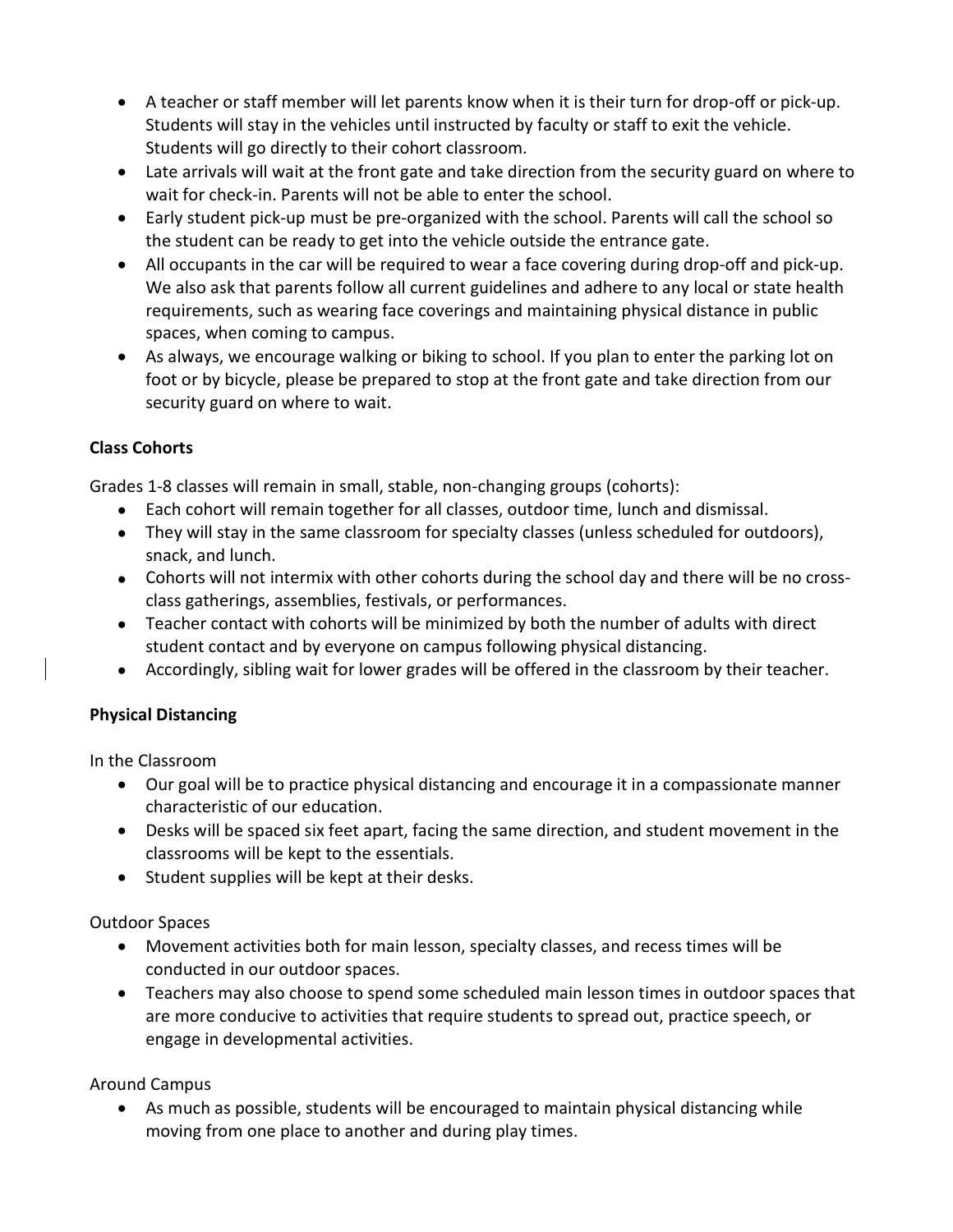- A teacher or staff member will let parents know when it is their turn for drop-off or pick-up. Students will stay in the vehicles until instructed by faculty or staff to exit the vehicle. Students will go directly to their cohort classroom.
- Late arrivals will wait at the front gate and take direction from the security guard on where to wait for check-in. Parents will not be able to enter the school.
- Early student pick-up must be pre-organized with the school. Parents will call the school so the student can be ready to get into the vehicle outside the entrance gate.
- All occupants in the car will be required to wear a face covering during drop-off and pick-up. We also ask that parents follow all current guidelines and adhere to any local or state health requirements, such as wearing face coverings and maintaining physical distance in public spaces, when coming to campus.
- As always, we encourage walking or biking to school. If you plan to enter the parking lot on foot or by bicycle, please be prepared to stop at the front gate and take direction from our security guard on where to wait.

**Class Cohorts**

Grades 1-8 classes will remain in small, stable, non-changing groups (cohorts):

- Each cohort will remain together for all classes, outdoor time, lunch and dismissal.
- They will stay in the same classroom for specialty classes (unless scheduled for outdoors), snack, and lunch.
- Cohorts will not intermix with other cohorts during the school day and there will be no cross-class gatherings, assemblies, festivals, or performances.
- Teacher contact with cohorts will be minimized by both the number of adults with direct student contact and by everyone on campus following physical distancing.
- Accordingly, sibling wait for lower grades will be offered in the classroom by their teacher.

**Physical Distancing**

In the Classroom

- Our goal will be to practice physical distancing and encourage it in a compassionate manner characteristic of our education.
- Desks will be spaced six feet apart, facing the same direction, and student movement in the classrooms will be kept to the essentials.
- Student supplies will be kept at their desks.

Outdoor Spaces

- Movement activities both for main lesson, specialty classes, and recess times will be conducted in our outdoor spaces.
- Teachers may also choose to spend some scheduled main lesson times in outdoor spaces that are more conducive to activities that require students to spread out, practice speech, or engage in developmental activities.

Around Campus

- As much as possible, students will be encouraged to maintain physical distancing while moving from one place to another and during play times.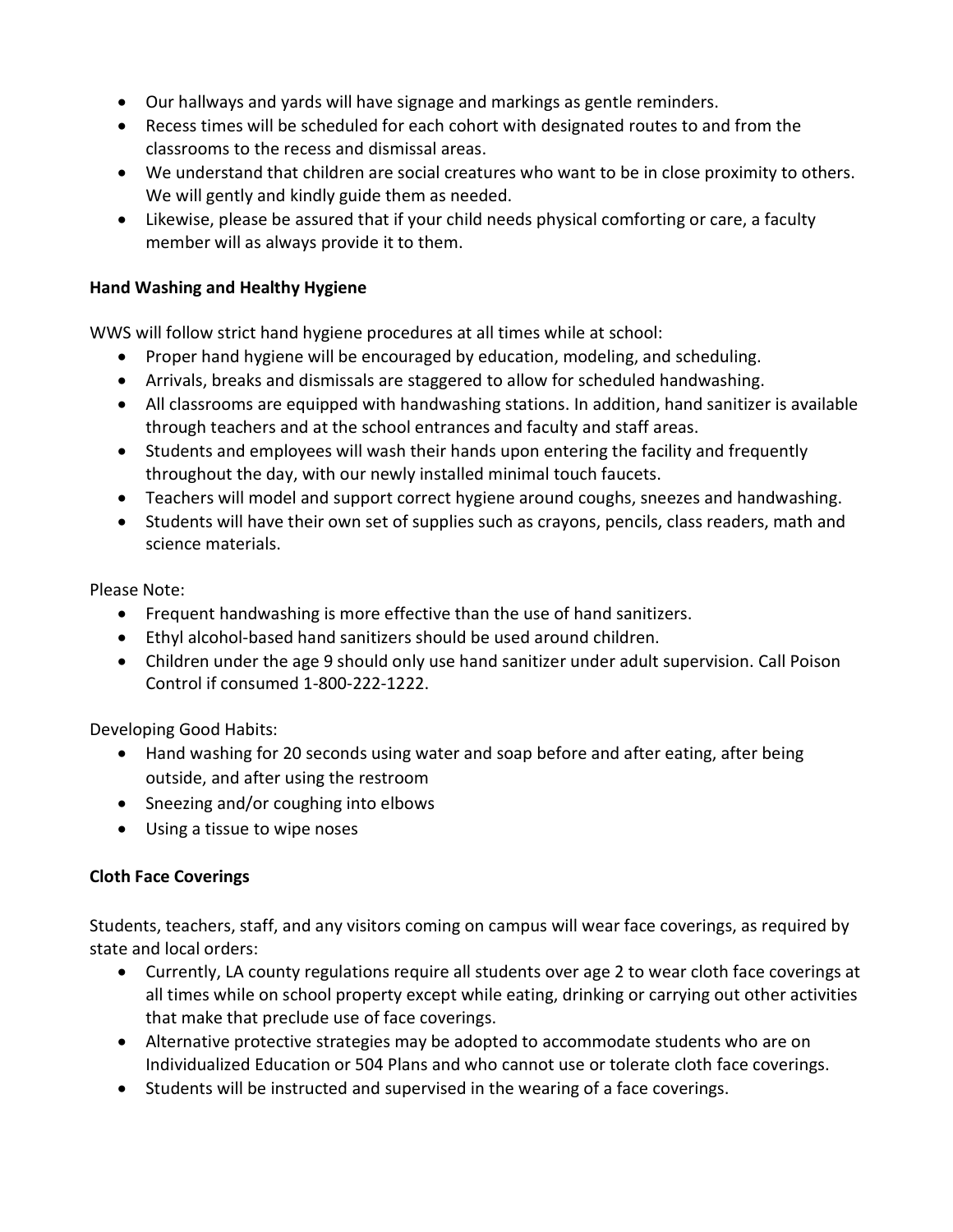- Our hallways and yards will have signage and markings as gentle reminders.
- Recess times will be scheduled for each cohort with designated routes to and from the classrooms to the recess and dismissal areas.
- We understand that children are social creatures who want to be in close proximity to others. We will gently and kindly guide them as needed.
- Likewise, please be assured that if your child needs physical comforting or care, a faculty member will as always provide it to them.

**Hand Washing and Healthy Hygiene**

WWS will follow strict hand hygiene procedures at all times while at school:

- Proper hand hygiene will be encouraged by education, modeling, and scheduling.
- Arrivals, breaks and dismissals are staggered to allow for scheduled handwashing.
- All classrooms are equipped with handwashing stations. In addition, hand sanitizer is available through teachers and at the school entrances and faculty and staff areas.
- Students and employees will wash their hands upon entering the facility and frequently throughout the day, with our newly installed minimal touch faucets.
- Teachers will model and support correct hygiene around coughs, sneezes and handwashing.
- Students will have their own set of supplies such as crayons, pencils, class readers, math and science materials.

Please Note:

- Frequent handwashing is more effective than the use of hand sanitizers.
- Ethyl alcohol-based hand sanitizers should be used around children.
- Children under the age 9 should only use hand sanitizer under adult supervision. Call Poison Control if consumed 1-800-222-1222.

Developing Good Habits:

- Hand washing for 20 seconds using water and soap before and after eating, after being outside, and after using the restroom
- Sneezing and/or coughing into elbows
- Using a tissue to wipe noses

**Cloth Face Coverings**

Students, teachers, staff, and any visitors coming on campus will wear face coverings, as required by state and local orders:

- Currently, LA county regulations require all students over age 2 to wear cloth face coverings at all times while on school property except while eating, drinking or carrying out other activities that make that preclude use of face coverings.
- Alternative protective strategies may be adopted to accommodate students who are on Individualized Education or 504 Plans and who cannot use or tolerate cloth face coverings.
- Students will be instructed and supervised in the wearing of a face coverings.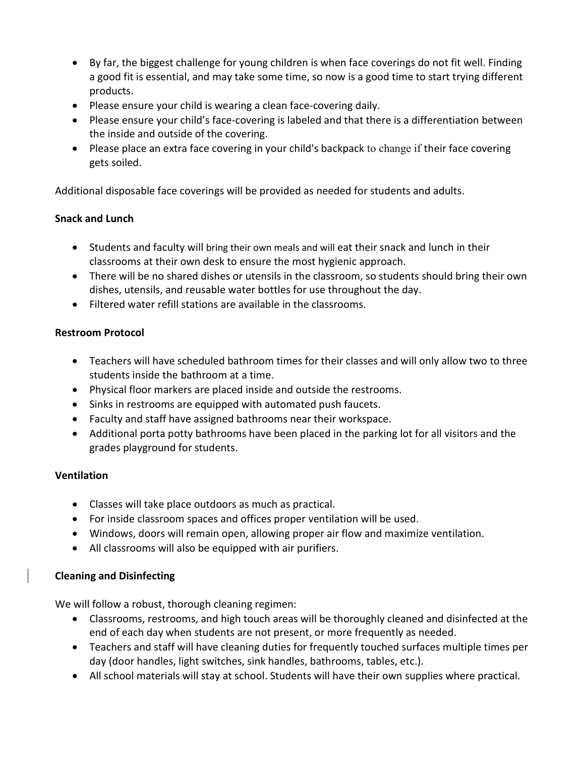- By far, the biggest challenge for young children is when face coverings do not fit well. Finding a good fit is essential, and may take some time, so now is a good time to start trying different products.
- Please ensure your child is wearing a clean face-covering daily.
- Please ensure your child's face-covering is labeled and that there is a differentiation between the inside and outside of the covering.
- Please place an extra face covering in your child's backpack to change if their face covering gets soiled.

Additional disposable face coverings will be provided as needed for students and adults.

**Snack and Lunch**

- Students and faculty will bring their own meals and will eat their snack and lunch in their classrooms at their own desk to ensure the most hygienic approach.
- There will be no shared dishes or utensils in the classroom, so students should bring their own dishes, utensils, and reusable water bottles for use throughout the day.
- Filtered water refill stations are available in the classrooms.

**Restroom Protocol**

- Teachers will have scheduled bathroom times for their classes and will only allow two to three students inside the bathroom at a time.
- Physical floor markers are placed inside and outside the restrooms.
- Sinks in restrooms are equipped with automated push faucets.
- Faculty and staff have assigned bathrooms near their workspace.
- Additional porta potty bathrooms have been placed in the parking lot for all visitors and the grades playground for students.

**Ventilation**

- Classes will take place outdoors as much as practical.
- For inside classroom spaces and offices proper ventilation will be used.
- Windows, doors will remain open, allowing proper air flow and maximize ventilation.
- All classrooms will also be equipped with air purifiers.

**Cleaning and Disinfecting**

We will follow a robust, thorough cleaning regimen:

- Classrooms, restrooms, and high touch areas will be thoroughly cleaned and disinfected at the end of each day when students are not present, or more frequently as needed.
- Teachers and staff will have cleaning duties for frequently touched surfaces multiple times per day (door handles, light switches, sink handles, bathrooms, tables, etc.).
- All school materials will stay at school. Students will have their own supplies where practical.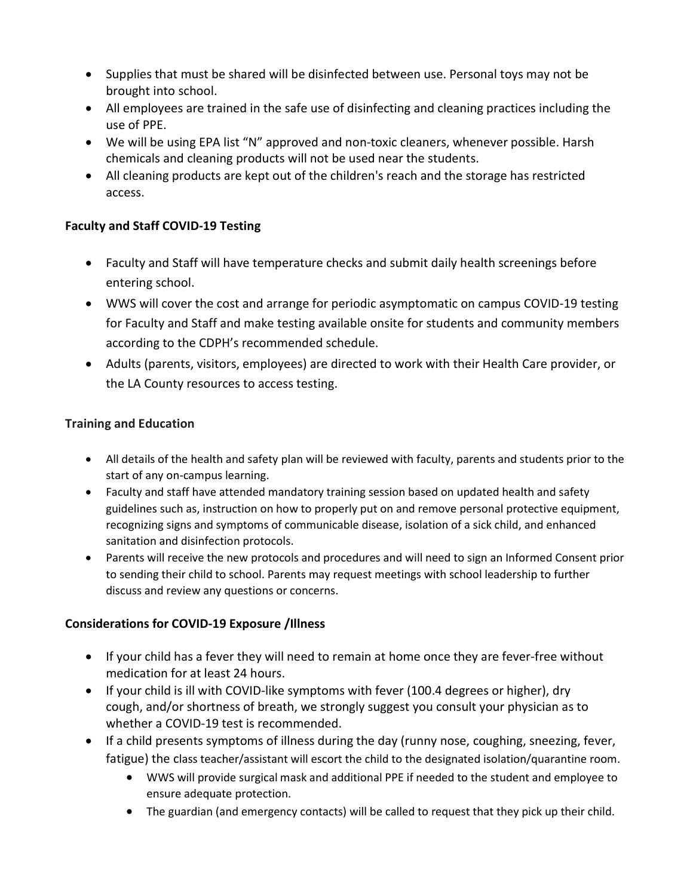- Supplies that must be shared will be disinfected between use. Personal toys may not be brought into school.
- All employees are trained in the safe use of disinfecting and cleaning practices including the use of PPE.
- We will be using EPA list "N" approved and non-toxic cleaners, whenever possible. Harsh chemicals and cleaning products will not be used near the students.
- All cleaning products are kept out of the children's reach and the storage has restricted access.

**Faculty and Staff COVID-19 Testing**

- Faculty and Staff will have temperature checks and submit daily health screenings before entering school.
- WWS will cover the cost and arrange for periodic asymptomatic on campus COVID-19 testing for Faculty and Staff and make testing available onsite for students and community members according to the CDPH's recommended schedule.
- Adults (parents, visitors, employees) are directed to work with their Health Care provider, or the LA County resources to access testing.

**Training and Education**

- All details of the health and safety plan will be reviewed with faculty, parents and students prior to the start of any on-campus learning.
- Faculty and staff have attended mandatory training session based on updated health and safety guidelines such as, instruction on how to properly put on and remove personal protective equipment, recognizing signs and symptoms of communicable disease, isolation of a sick child, and enhanced sanitation and disinfection protocols.
- Parents will receive the new protocols and procedures and will need to sign an Informed Consent prior to sending their child to school. Parents may request meetings with school leadership to further discuss and review any questions or concerns.

**Considerations for COVID-19 Exposure /Illness**

- If your child has a fever they will need to remain at home once they are fever-free without medication for at least 24 hours.
- If your child is ill with COVID-like symptoms with fever (100.4 degrees or higher), dry cough, and/or shortness of breath, we strongly suggest you consult your physician as to whether a COVID-19 test is recommended.
- If a child presents symptoms of illness during the day (runny nose, coughing, sneezing, fever, fatigue) the class teacher/assistant will escort the child to the designated isolation/quarantine room.
    - WWS will provide surgical mask and additional PPE if needed to the student and employee to ensure adequate protection.
    - The guardian (and emergency contacts) will be called to request that they pick up their child.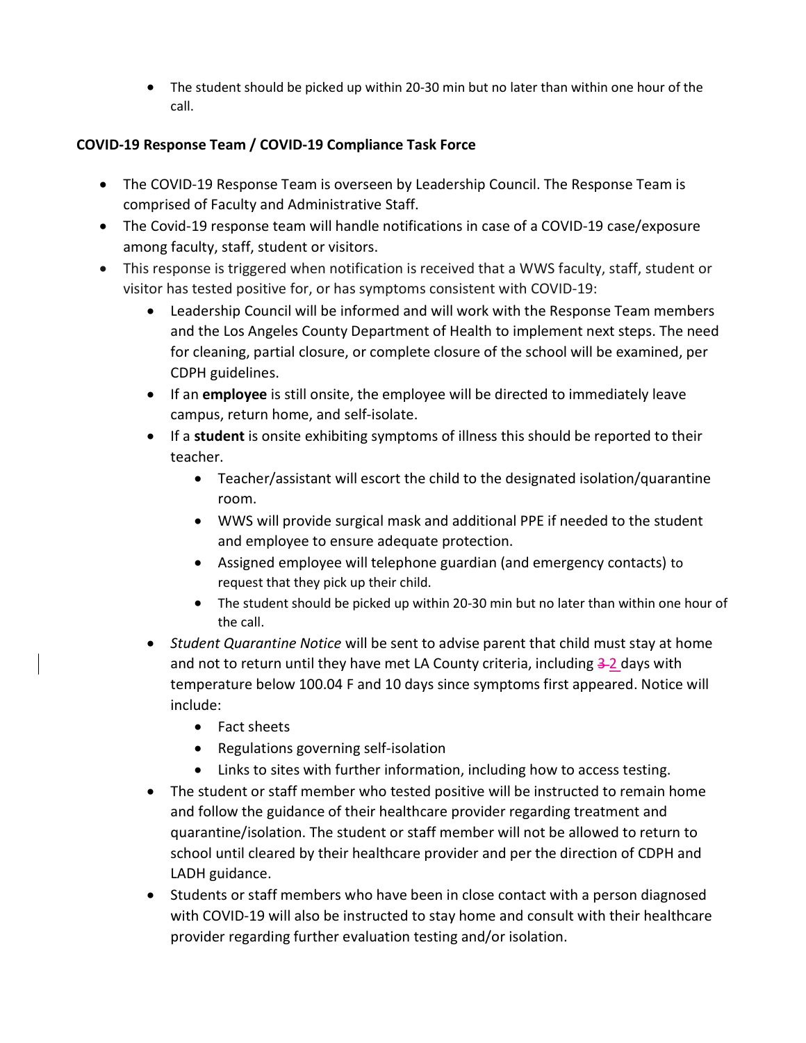- The student should be picked up within 20-30 min but no later than within one hour of the call.

**COVID-19 Response Team / COVID-19 Compliance Task Force**

- The COVID-19 Response Team is overseen by Leadership Council. The Response Team is comprised of Faculty and Administrative Staff.
- The Covid-19 response team will handle notifications in case of a COVID-19 case/exposure among faculty, staff, student or visitors.
- This response is triggered when notification is received that a WWS faculty, staff, student or visitor has tested positive for, or has symptoms consistent with COVID-19:
  - Leadership Council will be informed and will work with the Response Team members and the Los Angeles County Department of Health to implement next steps. The need for cleaning, partial closure, or complete closure of the school will be examined, per CDPH guidelines.
  - If an **employee** is still onsite, the employee will be directed to immediately leave campus, return home, and self-isolate.
  - If a **student** is onsite exhibiting symptoms of illness this should be reported to their teacher.
    - Teacher/assistant will escort the child to the designated isolation/quarantine room.
    - WWS will provide surgical mask and additional PPE if needed to the student and employee to ensure adequate protection.
    - Assigned employee will telephone guardian (and emergency contacts) to request that they pick up their child.
    - The student should be picked up within 20-30 min but no later than within one hour of the call.
  - *Student Quarantine Notice* will be sent to advise parent that child must stay at home and not to return until they have met LA County criteria, including ~~3~~ 2 days with temperature below 100.04 F and 10 days since symptoms first appeared. Notice will include:
    - Fact sheets
    - Regulations governing self-isolation
    - Links to sites with further information, including how to access testing.
  - The student or staff member who tested positive will be instructed to remain home and follow the guidance of their healthcare provider regarding treatment and quarantine/isolation. The student or staff member will not be allowed to return to school until cleared by their healthcare provider and per the direction of CDPH and LADH guidance.
  - Students or staff members who have been in close contact with a person diagnosed with COVID-19 will also be instructed to stay home and consult with their healthcare provider regarding further evaluation testing and/or isolation.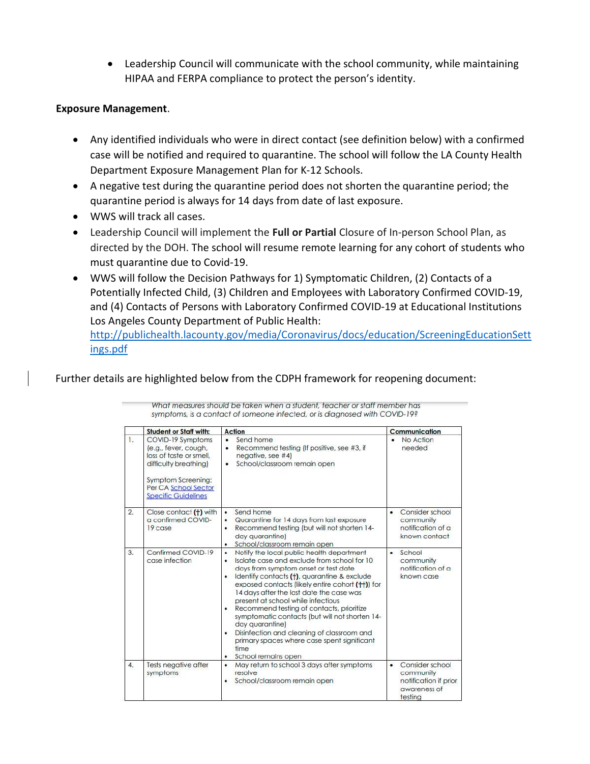- Leadership Council will communicate with the school community, while maintaining HIPAA and FERPA compliance to protect the person's identity.

**Exposure Management**.

- Any identified individuals who were in direct contact (see definition below) with a confirmed case will be notified and required to quarantine. The school will follow the LA County Health Department Exposure Management Plan for K-12 Schools.
- A negative test during the quarantine period does not shorten the quarantine period; the quarantine period is always for 14 days from date of last exposure.
- WWS will track all cases.
- Leadership Council will implement the **Full or Partial** Closure of In-person School Plan, as directed by the DOH. The school will resume remote learning for any cohort of students who must quarantine due to Covid-19.
- WWS will follow the Decision Pathways for 1) Symptomatic Children, (2) Contacts of a Potentially Infected Child, (3) Children and Employees with Laboratory Confirmed COVID-19, and (4) Contacts of Persons with Laboratory Confirmed COVID-19 at Educational Institutions Los Angeles County Department of Public Health: http://publichealth.lacounty.gov/media/Coronavirus/docs/education/ScreeningEducationSettings.pdf

Further details are highlighted below from the CDPH framework for reopening document:

*What measures should be taken when a student, teacher or staff member has symptoms, is a contact of someone infected, or is diagnosed with COVID-19?*

| | Student or Staff with: | Action | Communication |
|---|---|---|---|
| 1. | COVID-19 Symptoms (e.g., fever, cough, loss of taste or smell, difficulty breathing)<br><br>Symptom Screening: Per CA School Sector Specific Guidelines | • Send home<br>• Recommend testing (If positive, see #3, if negative, see #4)<br>• School/classroom remain open | • No Action needed |
| 2. | Close contact (†) with a confirmed COVID-19 case | • Send home<br>• Quarantine for 14 days from last exposure<br>• Recommend testing (but will not shorten 14-day quarantine)<br>• School/classroom remain open | • Consider school community notification of a known contact |
| 3. | Confirmed COVID-19 case infection | • Notify the local public health department<br>• Isolate case and exclude from school for 10 days from symptom onset or test date<br>• Identify contacts (†), quarantine & exclude exposed contacts (likely entire cohort (††)) for 14 days after the last date the case was present at school while infectious<br>• Recommend testing of contacts, prioritize symptomatic contacts (but will not shorten 14-day quarantine)<br>• Disinfection and cleaning of classroom and primary spaces where case spent significant time<br>• School remains open | • School community notification of a known case |
| 4. | Tests negative after symptoms | • May return to school 3 days after symptoms resolve<br>• School/classroom remain open | • Consider school community notification if prior awareness of testing |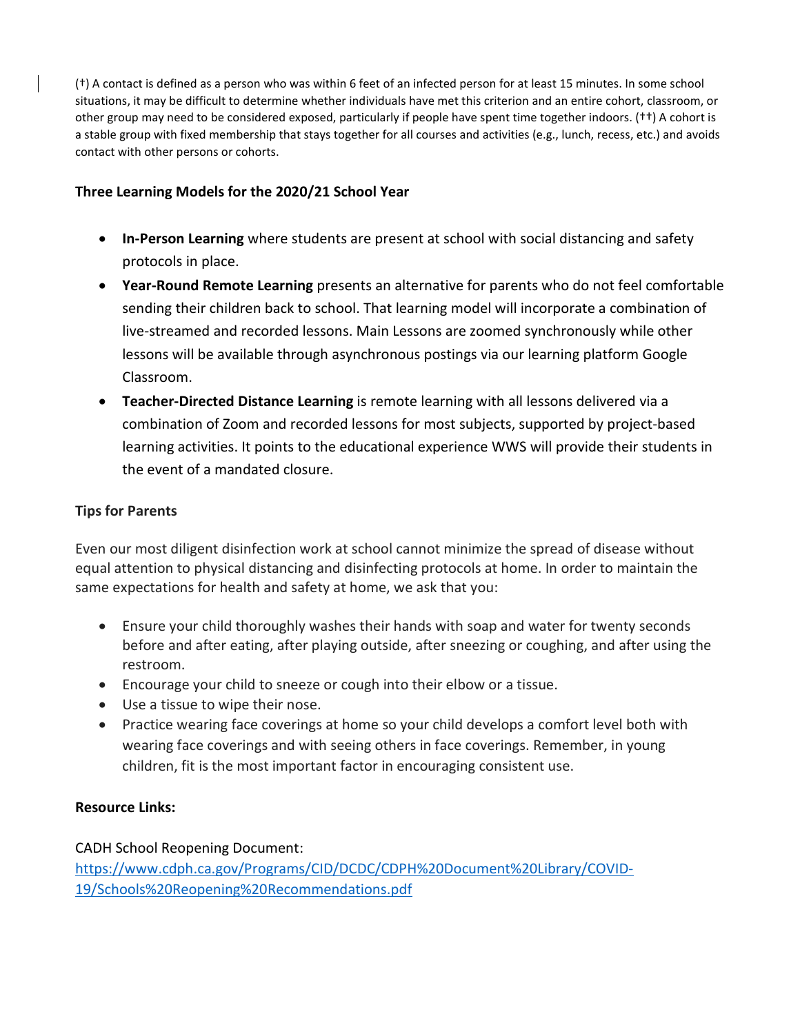(†) A contact is defined as a person who was within 6 feet of an infected person for at least 15 minutes. In some school situations, it may be difficult to determine whether individuals have met this criterion and an entire cohort, classroom, or other group may need to be considered exposed, particularly if people have spent time together indoors. (††) A cohort is a stable group with fixed membership that stays together for all courses and activities (e.g., lunch, recess, etc.) and avoids contact with other persons or cohorts.

**Three Learning Models for the 2020/21 School Year**

- **In-Person Learning** where students are present at school with social distancing and safety protocols in place.
- **Year-Round Remote Learning** presents an alternative for parents who do not feel comfortable sending their children back to school. That learning model will incorporate a combination of live-streamed and recorded lessons. Main Lessons are zoomed synchronously while other lessons will be available through asynchronous postings via our learning platform Google Classroom.
- **Teacher-Directed Distance Learning** is remote learning with all lessons delivered via a combination of Zoom and recorded lessons for most subjects, supported by project-based learning activities. It points to the educational experience WWS will provide their students in the event of a mandated closure.

**Tips for Parents**

Even our most diligent disinfection work at school cannot minimize the spread of disease without equal attention to physical distancing and disinfecting protocols at home. In order to maintain the same expectations for health and safety at home, we ask that you:

- Ensure your child thoroughly washes their hands with soap and water for twenty seconds before and after eating, after playing outside, after sneezing or coughing, and after using the restroom.
- Encourage your child to sneeze or cough into their elbow or a tissue.
- Use a tissue to wipe their nose.
- Practice wearing face coverings at home so your child develops a comfort level both with wearing face coverings and with seeing others in face coverings. Remember, in young children, fit is the most important factor in encouraging consistent use.

**Resource Links:**

CADH School Reopening Document:
https://www.cdph.ca.gov/Programs/CID/DCDC/CDPH%20Document%20Library/COVID-19/Schools%20Reopening%20Recommendations.pdf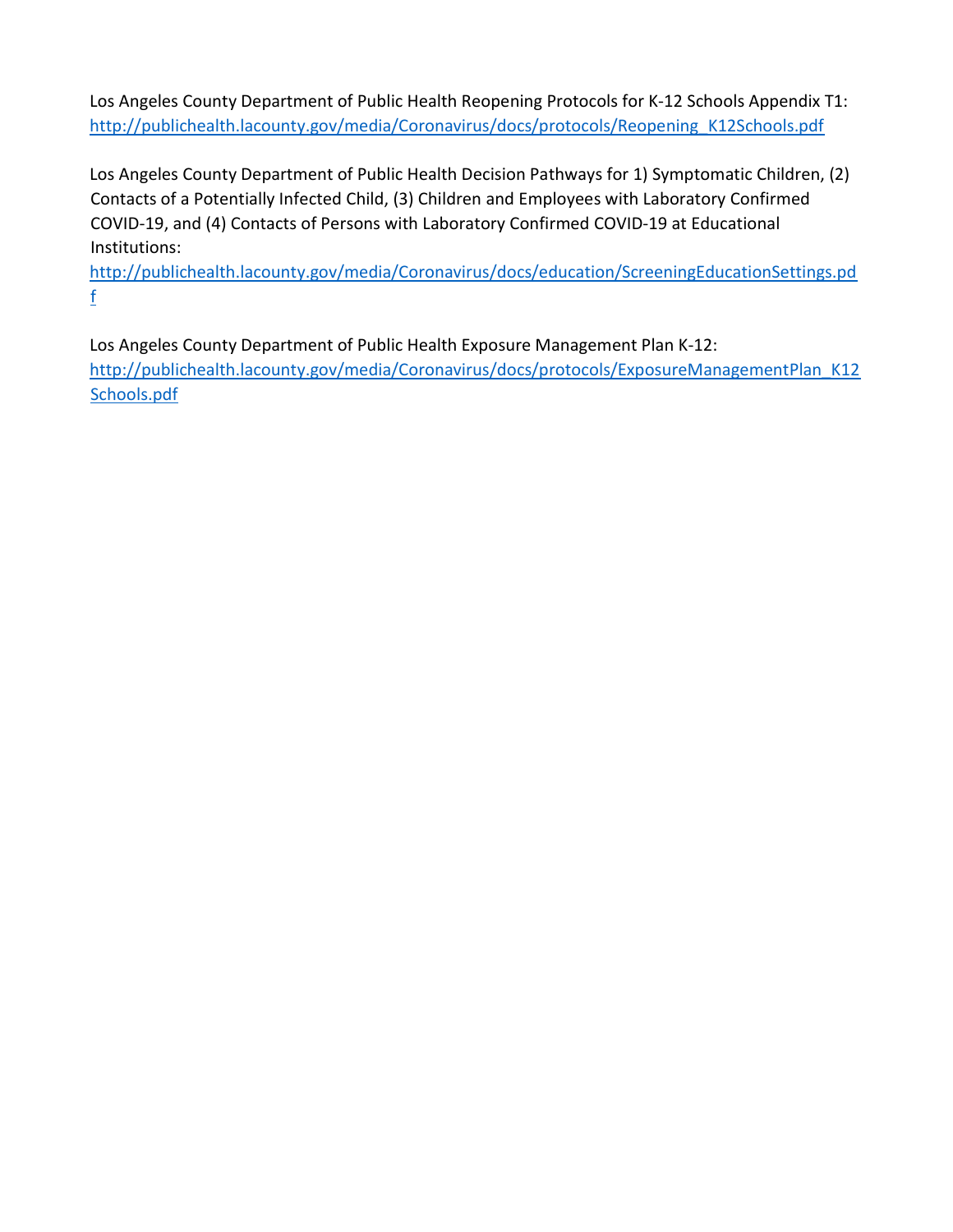Los Angeles County Department of Public Health Reopening Protocols for K-12 Schools Appendix T1: http://publichealth.lacounty.gov/media/Coronavirus/docs/protocols/Reopening_K12Schools.pdf

Los Angeles County Department of Public Health Decision Pathways for 1) Symptomatic Children, (2) Contacts of a Potentially Infected Child, (3) Children and Employees with Laboratory Confirmed COVID-19, and (4) Contacts of Persons with Laboratory Confirmed COVID-19 at Educational Institutions: http://publichealth.lacounty.gov/media/Coronavirus/docs/education/ScreeningEducationSettings.pdf

Los Angeles County Department of Public Health Exposure Management Plan K-12: http://publichealth.lacounty.gov/media/Coronavirus/docs/protocols/ExposureManagementPlan_K12Schools.pdf